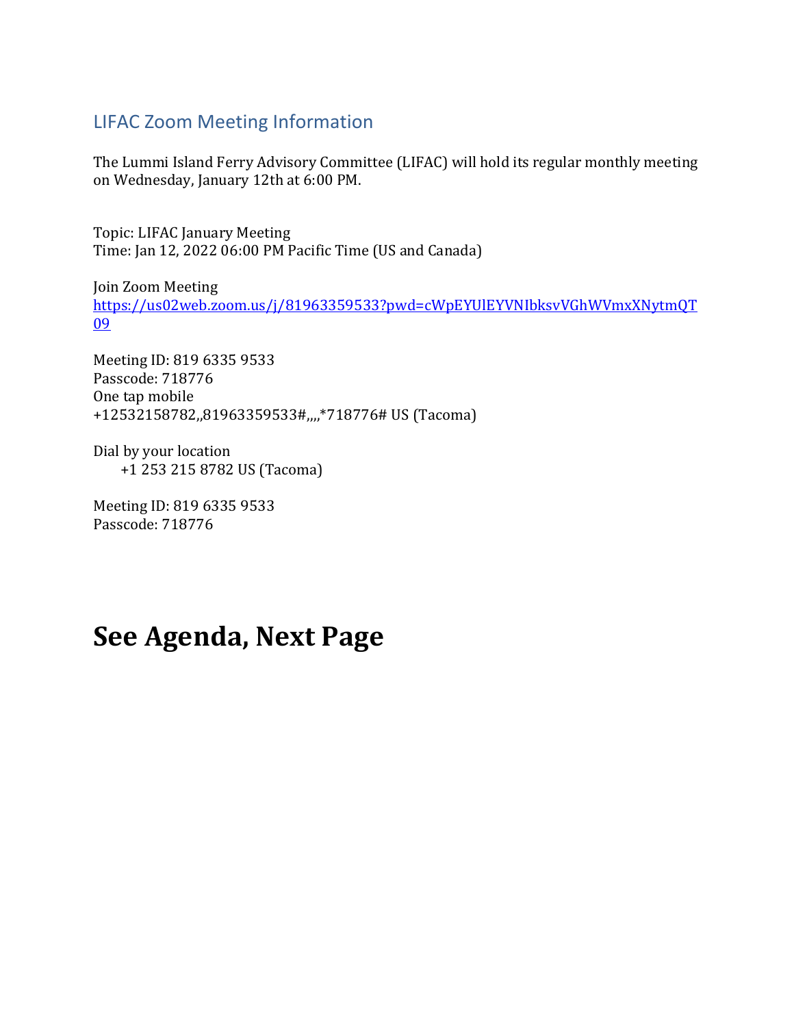## LIFAC Zoom Meeting Information

The Lummi Island Ferry Advisory Committee (LIFAC) will hold its regular monthly meeting on Wednesday, January 12th at 6:00 PM.

Topic: LIFAC January Meeting
Time: Jan 12, 2022 06:00 PM Pacific Time (US and Canada)

Join Zoom Meeting
https://us02web.zoom.us/j/81963359533?pwd=cWpEYUlEYVNIbksvVGhWVmxXNytmQT09

Meeting ID: 819 6335 9533
Passcode: 718776
One tap mobile
+12532158782,,81963359533#,,,,*718776# US (Tacoma)

Dial by your location
+1 253 215 8782 US (Tacoma)

Meeting ID: 819 6335 9533
Passcode: 718776

# See Agenda, Next Page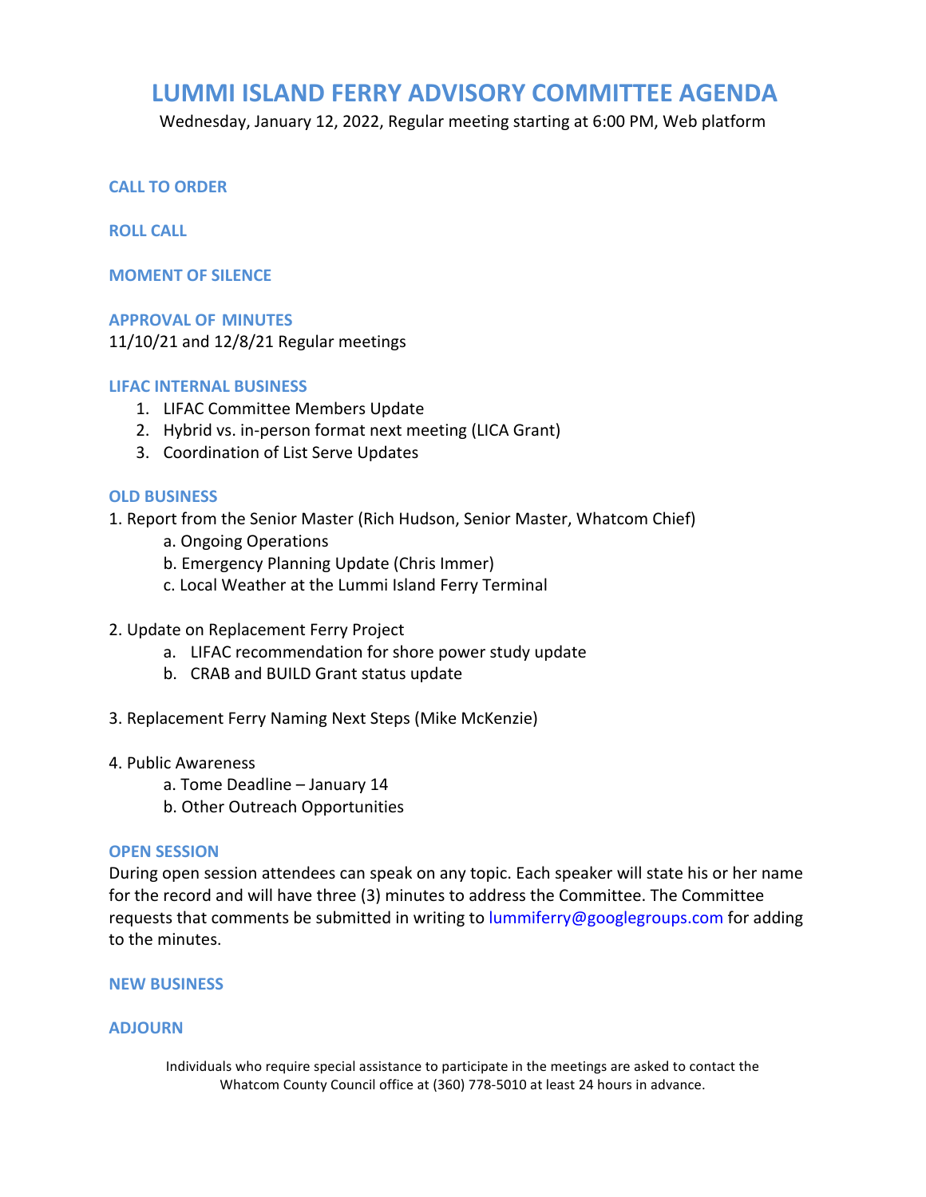# LUMMI ISLAND FERRY ADVISORY COMMITTEE AGENDA

Wednesday, January 12, 2022, Regular meeting starting at 6:00 PM, Web platform

## CALL TO ORDER

## ROLL CALL

## MOMENT OF SILENCE

## APPROVAL OF MINUTES

11/10/21 and 12/8/21 Regular meetings

## LIFAC INTERNAL BUSINESS

1. LIFAC Committee Members Update
2. Hybrid vs. in-person format next meeting (LICA Grant)
3. Coordination of List Serve Updates

## OLD BUSINESS

1. Report from the Senior Master (Rich Hudson, Senior Master, Whatcom Chief)
   - a. Ongoing Operations
   - b. Emergency Planning Update (Chris Immer)
   - c. Local Weather at the Lummi Island Ferry Terminal

2. Update on Replacement Ferry Project
   - a. LIFAC recommendation for shore power study update
   - b. CRAB and BUILD Grant status update

3. Replacement Ferry Naming Next Steps (Mike McKenzie)

4. Public Awareness
   - a. Tome Deadline – January 14
   - b. Other Outreach Opportunities

## OPEN SESSION

During open session attendees can speak on any topic. Each speaker will state his or her name for the record and will have three (3) minutes to address the Committee. The Committee requests that comments be submitted in writing to lummiferry@googlegroups.com for adding to the minutes.

## NEW BUSINESS

## ADJOURN

Individuals who require special assistance to participate in the meetings are asked to contact the Whatcom County Council office at (360) 778-5010 at least 24 hours in advance.